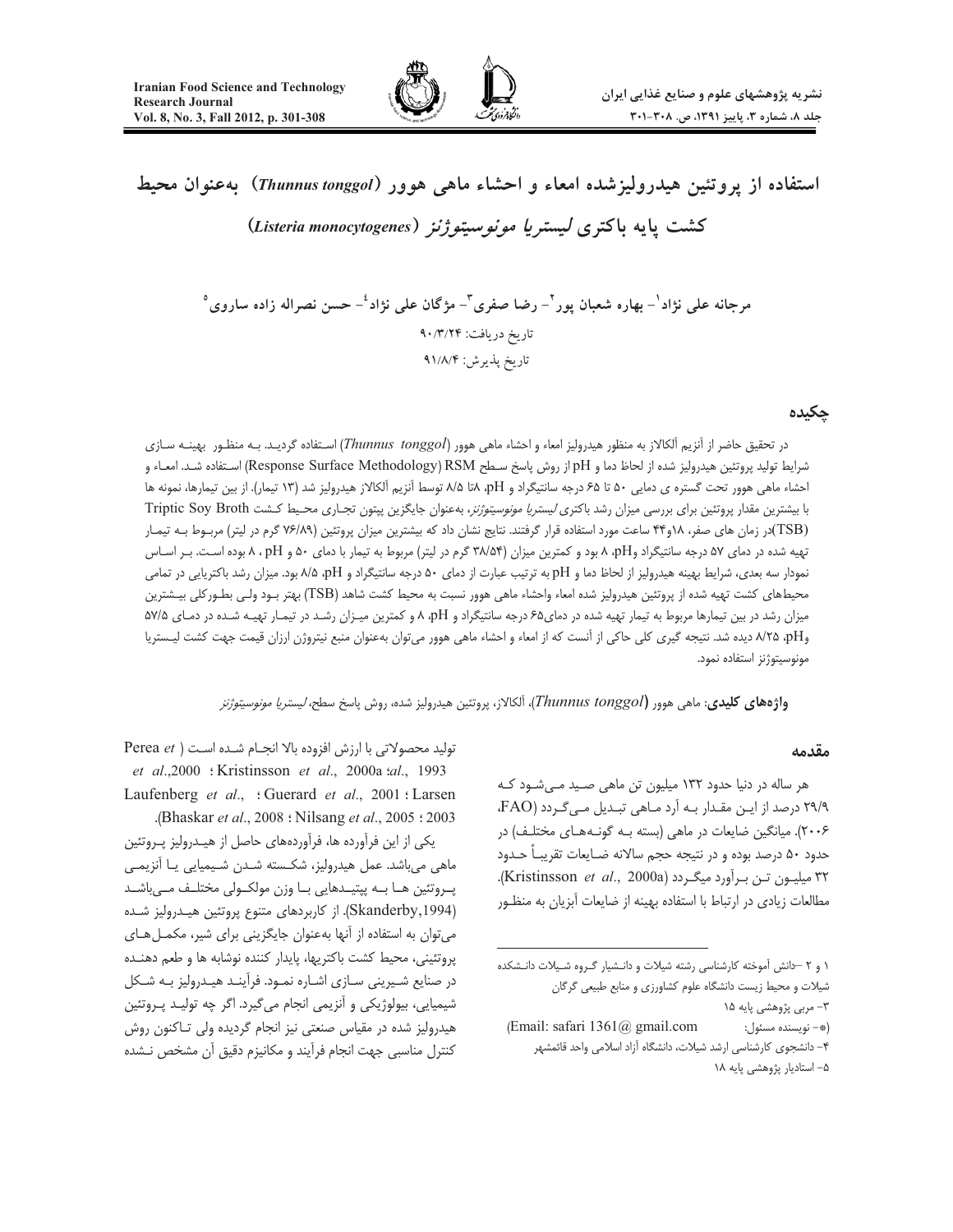# استفاده از پروتئین هیدرولیزشده امعاء و احشاء ماهی هوور (*Thunnus tonggol*) به‌عنوان محیط کشت پایه باکتری *لیستریا مونوسیتوژنز* (*Listeria monocytogenes*)

**مرجانه علی نژاد[1] - بهاره شعبان پور[2] - رضا صفری[3]\* - مژگان علی نژاد[4] - حسن نصراله زاده ساروی[5]**

تاریخ دریافت: ۹۰/۳/۲۴

تاریخ پذیرش: ۹۱/۸/۴

## چکیده

در تحقیق حاضر از آنزیم آلکالاز به منظور هیدرولیز امعاء و احشاء ماهی هوور (*Thunnus tonggol*) استفاده گردید. به منظور بهینه سازی شرایط تولید پروتئین هیدرولیز شده از لحاظ دما و pH از روش پاسخ سطح RSM (Response Surface Methodology) استفاده شد. امعاء و احشاء ماهی هوور تحت گستره ی دمایی ۵۰ تا ۶۵ درجه سانتیگراد و pH، ۸تا ۸/۵ توسط آنزیم آلکالاز هیدرولیز شد (۱۳ تیمار). از بین تیمارها، نمونه ها با بیشترین مقدار پروتئین برای بررسی میزان رشد باکتری *لیستریا مونوسیتوژنز*، به‌عنوان جایگزین پپتون تجاری محیط کشت Triptic Soy Broth (TSB)در زمان های صفر، ۱۸و۴۴ ساعت مورد استفاده قرار گرفتند. نتایج نشان داد که بیشترین میزان پروتئین (۷۶/۸۹ گرم در لیتر) مربوط به تیمار تهیه شده در دمای ۵۷ درجه سانتیگراد وpH، ۸ بود و کمترین میزان (۳۸/۵۴ گرم در لیتر) مربوط به تیمار با دمای ۵۰ و pH ، ۸ بوده است. بر اساس نمودار سه بعدی، شرایط بهینه هیدرولیز از لحاظ دما و pH به ترتیب عبارت از دمای ۵۰ درجه سانتیگراد و pH، ۸/۵ بود. میزان رشد باکتریایی در تمامی محیط‌های کشت تهیه شده از پروتئین هیدرولیز شده امعاء واحشاء ماهی هوور نسبت به محیط کشت شاهد (TSB) بهتر بود ولی بطورکلی بیشترین میزان رشد در بین تیمارها مربوط به تیمار تهیه شده در دمای۶۵ درجه سانتیگراد و pH، ۸ و کمترین میزان رشد در تیمار تهیه شده در دمای ۵۷/۵ وpH، ۸/۲۵ دیده شد. نتیجه گیری کلی حاکی از آنست که از امعاء و احشاء ماهی هوور می‌توان به‌عنوان منبع نیتروژن ارزان قیمت جهت کشت لیستریا مونوسیتوژنز استفاده نمود.

**واژه‌های کلیدی**: ماهی هوور (*Thunnus tonggol*)، آلکالاز، پروتئین هیدرولیز شده، روش پاسخ سطح، *لیستریا مونوسیتوژنز*

## مقدمه

هر ساله در دنیا حدود ۱۳۲ میلیون تن ماهی صید می‌شود که ۲۹/۹ درصد از این مقدار به آرد ماهی تبدیل می‌گردد (FAO، ۲۰۰۶). میانگین ضایعات در ماهی (بسته به گونه‌های مختلف) در حدود ۵۰ درصد بوده و در نتیجه حجم سالانه ضایعات تقریباً حدود ۳۲ میلیون تن برآورد میگردد (Kristinsson *et al*., 2000a). مطالعات زیادی در ارتباط با استفاده بهینه از ضایعات آبزیان به منظور تولید محصولاتی با ارزش افزوده بالا انجام شده است (Perea *et al*., 1993؛ Kristinsson *et al*., 2000a؛ Laufenberg *et al*., 2001؛ Guerard *et al*., 2001؛ Larsen *et al*., 2003؛ Nilsang *et al*., 2005؛ Bhaskar *et al*., 2008).

یکی از این فرآورده ها، فرآورده‌های حاصل از هیدرولیز پروتئین ماهی می‌باشد. عمل هیدرولیز، شکسته شدن شیمیایی یا آنزیمی پروتئین ها به پپتیدهایی با وزن مولکولی مختلف می‌باشد (Skanderby,1994). از کاربردهای متنوع پروتئین هیدرولیز شده می‌توان به استفاده از آنها به‌عنوان جایگزینی برای شیر، مکمل‌های پروتئینی، محیط کشت باکتریها، پایدار کننده نوشابه ها و طعم دهنده در صنایع شیرینی سازی اشاره نمود. فرآیند هیدرولیز به شکل شیمیایی، بیولوژیکی و آنزیمی انجام می‌گیرد. اگر چه تولید پروتئین هیدرولیز شده در مقیاس صنعتی نیز انجام گردیده ولی تاکنون روش کنترل مناسبی جهت انجام فرآیند و مکانیزم دقیق آن مشخص نشده

---

۱ و ۲ –دانش آموخته کارشناسی رشته شیلات و دانشیار گروه شیلات دانشکده شیلات و محیط زیست دانشگاه علوم کشاورزی و منابع طبیعی گرگان

۳- مربی پژوهشی پایه ۱۵

(\*- نویسنده مسئول: Email: safari 1361@ gmail.com)

۴- دانشجوی کارشناسی ارشد شیلات، دانشگاه آزاد اسلامی واحد قائمشهر

۵- استادیار پژوهشی پایه ۱۸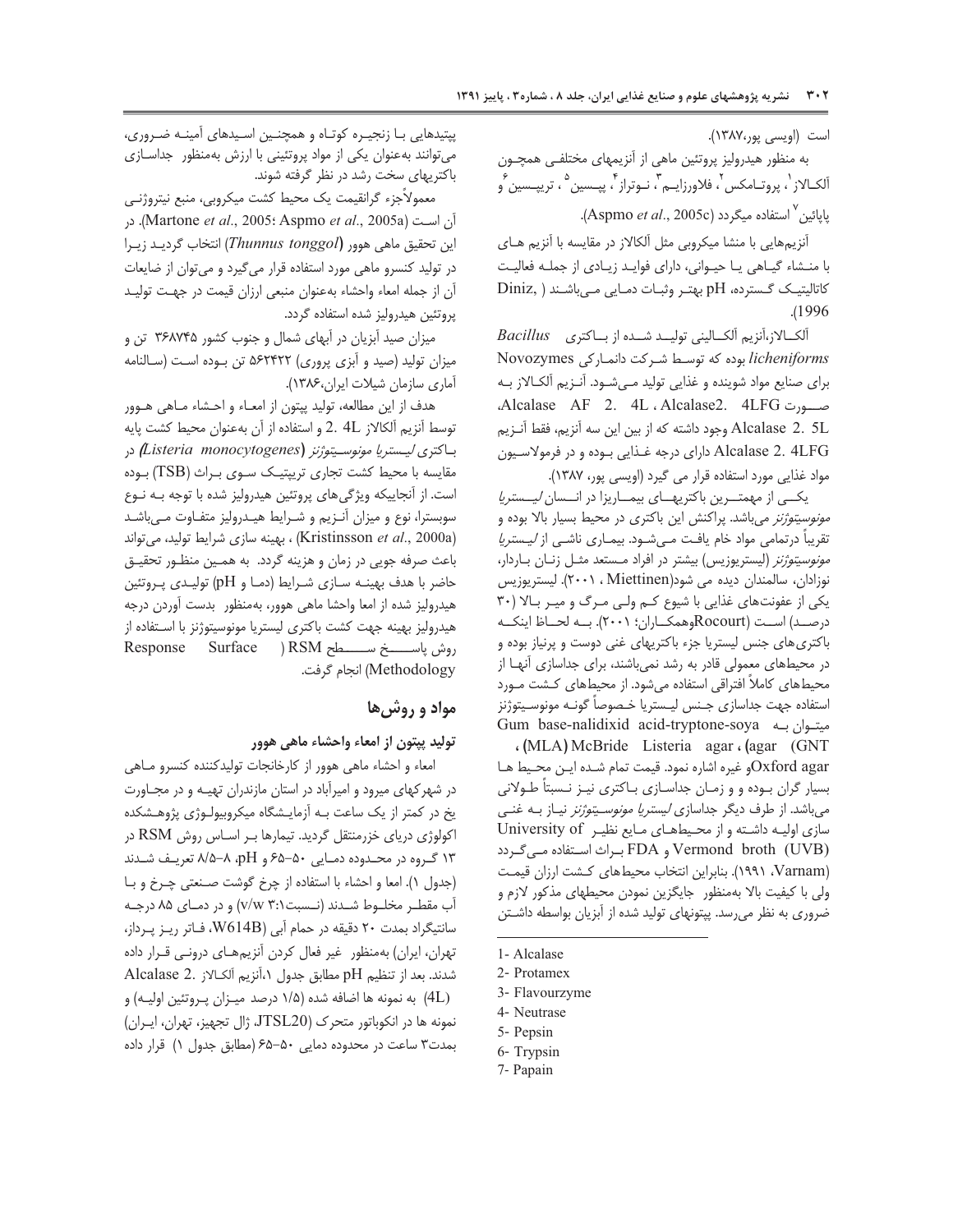است (اویسی پور،۱۳۸۷).

به منظور هیدرولیز پروتئین ماهی از آنزیمهای مختلفی همچون آلکالاز[1]، پروتامکس[2]، فلاورزایم[3]، نوتراز[4]، پپسین[5]، تریپسین[6] و پاپائین[7] استفاده میگردد (Aspmo *et al*., 2005c).

آنزیم‌هایی با منشا میکروبی مثل آلکالاز در مقایسه با آنزیم های با منشاء گیاهی یا حیوانی، دارای فواید زیادی از جمله فعالیت کاتالیتیک گسترده، pH بهتر وثبات دمایی می‌باشند ( Diniz, 1996).

آلکالاز،آنزیم آلکالینی تولید شده از باکتری *Bacillus licheniforms* بوده که توسط شرکت دانمارکی Novozymes برای صنایع مواد شوینده و غذایی تولید می‌شود. آنزیم آلکالاز به صورت Alcalase AF 2. 4L ، Alcalase2. 4LFG، Alcalase 2. 5L وجود داشته که از بین این سه آنزیم، فقط آنزیم Alcalase 2. 4LFG دارای درجه غذایی بوده و در فرمولاسیون مواد غذایی مورد استفاده قرار می گیرد (اویسی پور، ۱۳۸۷).

یکی از مهمترین باکتریهای بیماریزا در انسان *لیستریا مونوسیتوژنز* می‌باشد. پراکنش این باکتری در محیط بسیار بالا بوده و تقریباً درتمامی مواد خام یافت می‌شود. بیماری ناشی از *لیستریا مونوسیتوژنز* (لیستریوزیس) بیشتر در افراد مستعد مثل زنان باردار، نوزادان، سالمندان دیده می شود(Miettinen ، ۲۰۰۱). لیستریوزیس یکی از عفونت‌های غذایی با شیوع کم ولی مرگ و میر بالا (۳۰ درصد) است (Rocourtوهمکاران؛ ۲۰۰۱). به لحاظ اینکه باکتری‌های جنس لیستریا جزء باکتریهای غنی دوست و پرنیاز بوده و در محیطهای معمولی قادر به رشد نمی‌باشند، برای جداسازی آنها از محیطهای کاملاً افتراقی استفاده می‌شود. از محیطهای کشت مورد استفاده جهت جداسازی جنس لیستریا خصوصاً گونه مونوسیتوژنز میتوان به Gum base-nalidixid acid-tryptone-soya agar (GNT)، McBride Listeria agar (MLA)، Oxford agarو غیره اشاره نمود. قیمت تمام شده این محیط ها بسیار گران بوده و و زمان جداسازی باکتری نیز نسبتاً طولانی می‌باشد. از طرف دیگر جداسازی *لیستریا مونوسیتوژنز* نیاز به غنی سازی اولیه داشته و از محیطهای مایع نظیر University of Vermond broth (UVB) و FDA براث استفاده میگردد (Varnam، ۱۹۹۱). بنابراین انتخاب محیطهای کشت ارزان قیمت ولی با کیفیت بالا به‌منظور جایگزین نمودن محیطهای مذکور لازم و ضروری به نظر می‌رسد. پپتونهای تولید شده از آبزیان بواسطه داشتن پپتیدهایی با زنجیره کوتاه و همچنین اسیدهای آمینه ضروری، می‌توانند به‌عنوان یکی از مواد پروتئینی با ارزش به‌منظور جداسازی باکتریهای سخت رشد در نظر گرفته شوند.

معمولاًجزء گرانقیمت یک محیط کشت میکروبی، منبع نیتروژنی آن است (Martone *et al*., 2005؛ Aspmo *et al*., 2005a). در این تحقیق ماهی هوور (*Thunnus tonggol*) انتخاب گردید زیرا در تولید کنسرو ماهی مورد استفاده قرار می‌گیرد و می‌توان از ضایعات آن از جمله امعاء واحشاء به‌عنوان منبعی ارزان قیمت در جهت تولید پروتئین هیدرولیز شده استفاده گردد.

میزان صید آبزیان در آبهای شمال و جنوب کشور ۳۶۸۷۴۵ تن و میزان تولید (صید و آبزی پروری) ۵۶۲۴۲۲ تن بوده است (سالنامه آماری سازمان شیلات ایران،۱۳۸۶).

هدف از این مطالعه، تولید پپتون از امعاء و احشاء ماهی هوور توسط آنزیم آلکالاز 4L .2 و استفاده از آن به‌عنوان محیط کشت پایه باکتری *لیستریا مونوسیتوژنز* (*Listeria monocytogenes*) در مقایسه با محیط کشت تجاری تریپتیک سوی براث (TSB) بوده است. از آنجاییکه ویژگی‌های پروتئین هیدرولیز شده با توجه به نوع سوبسترا، نوع و میزان آنزیم و شرایط هیدرولیز متفاوت می‌باشد (Kristinsson *et al*., 2000a) ، بهینه سازی شرایط تولید، می‌تواند باعث صرفه جویی در زمان و هزینه گردد. به همین منظور تحقیق حاضر با هدف بهینه سازی شرایط (دما و pH) تولیدی پروتئین هیدرولیز شده از امعا واحشا ماهی هوور، به‌منظور بدست آوردن درجه هیدرولیز بهینه جهت کشت باکتری لیستریا مونوسیتوژنز با استفاده از روش پاسخ سطح RSM ( Response Surface Methodology) انجام گرفت.

## مواد و روش‌ها

### تولید پپتون از امعاء واحشاء ماهی هوور

امعاء و احشاء ماهی هوور از کارخانجات تولیدکننده کنسرو ماهی در شهرکهای میرود و امیرآباد در استان مازندران تهیه و در مجاورت یخ در کمتر از یک ساعت به آزمایشگاه میکروبیولوژی پژوهشکده اکولوژی دریای خزرمنتقل گردید. تیمارها بر اساس روش RSM در ۱۳ گروه در محدوده دمایی ۵۰-۶۵ و pH، ۸-۸/۵ تعریف شدند (جدول ۱). امعا و احشاء با استفاده از چرخ گوشت صنعتی چرخ و با آب مقطر مخلوط شدند (نسبت۳:۱ v/w) و در دمای ۸۵ درجه سانتیگراد بمدت ۲۰ دقیقه در حمام آبی (W614B، فاتر ریز پرداز، تهران، ایران) به‌منظور غیر فعال کردن آنزیم‌های درونی قرار داده شدند. بعد از تنظیم pH مطابق جدول ۱،آنزیم آلکالاز Alcalase 2. (4L) به نمونه ها اضافه شده (۱/۵ درصد میزان پروتئین اولیه) و نمونه ها در انکوباتور متحرک (JTSL20، ژال تجهیز، تهران، ایران) بمدت۳ ساعت در محدوده دمایی ۵۰-۶۵ (مطابق جدول ۱) قرار داده

---

1- Alcalase
2- Protamex
3- Flavourzyme
4- Neutrase
5- Pepsin
6- Trypsin
7- Papain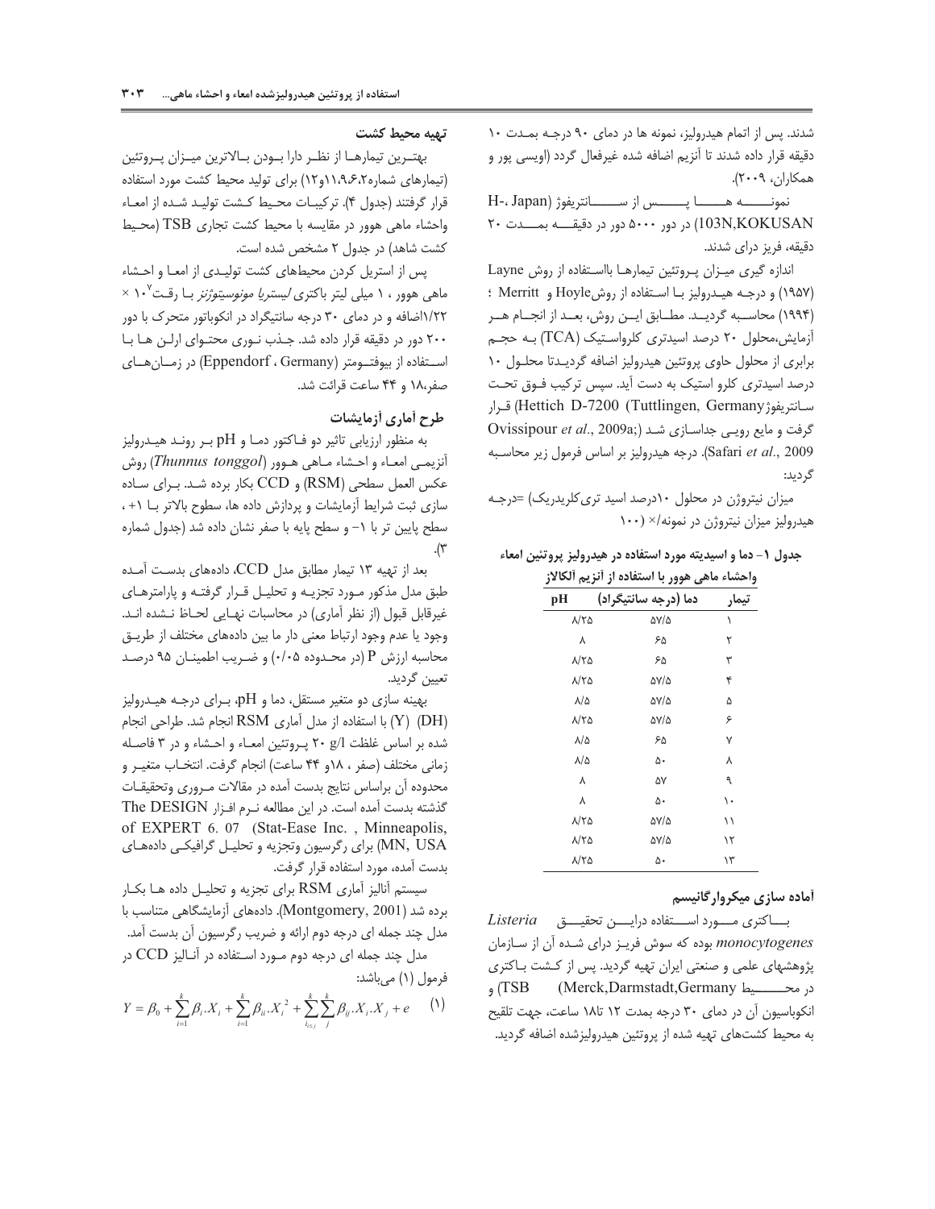شدند. پس از اتمام هیدرولیز، نمونه ها در دمای ۹۰ درجه بمدت ۱۰ دقیقه قرار داده شدند تا آنزیم اضافه شده غیرفعال گردد (اویسی پور و همکاران، ۲۰۰۹).

نمونه ها پس از سانتریفوژ (H-103N,KOKUSAN ،Japan) در دور ۵۰۰۰ دور در دقیقه بمدت ۲۰ دقیقه، فریز درای شدند.

اندازه گیری میزان پروتئین تیمارها بااستفاده از روش Layne (۱۹۵۷) و درجه هیدرولیز با استفاده از روشHoyle و Merritt ؛ (۱۹۹۴) محاسبه گردید. مطابق این روش، بعد از انجام هر آزمایش،محلول ۲۰ درصد اسیدتری کلرواستیک (TCA) به حجم برابری از محلول حاوی پروتئین هیدرولیز اضافه گردیدتا محلول ۱۰ درصد اسیدتری کلرو استیک به دست آید. سپس ترکیب فوق تحت سانتریفوژHettich D-7200 (Tuttlingen, Germany) قرار گرفت و مایع رویی جداسازی شد (Ovissipour *et al*., 2009a; Safari *et al*., 2009). درجه هیدرولیز بر اساس فرمول زیر محاسبه گردید:

میزان نیتروژن در محلول ۱۰درصد اسید تری‌کلریدریک) =درجه هیدرولیز میزان نیتروژن در نمونه/× (۱۰۰

**جدول ۱- دما و اسیدیته مورد استفاده در هیدرولیز پروتئین امعاء واحشاء ماهی هوور با استفاده از آنزیم آلکالاز**

| تیمار | دما (درجه سانتیگراد) | pH |
|---|---|---|
| ۱ | ۵۷/۵ | ۸/۲۵ |
| ۲ | ۶۵ | ۸ |
| ۳ | ۶۵ | ۸/۲۵ |
| ۴ | ۵۷/۵ | ۸/۲۵ |
| ۵ | ۵۷/۵ | ۸/۵ |
| ۶ | ۵۷/۵ | ۸/۲۵ |
| ۷ | ۶۵ | ۸/۵ |
| ۸ | ۵۰ | ۸/۵ |
| ۹ | ۵۷ | ۸ |
| ۱۰ | ۵۰ | ۸ |
| ۱۱ | ۵۷/۵ | ۸/۲۵ |
| ۱۲ | ۵۷/۵ | ۸/۲۵ |
| ۱۳ | ۵۰ | ۸/۲۵ |

### آماده سازی میکروارگانیسم

باکتری مورد استفاده دراین تحقیق *Listeria monocytogenes* بوده که سوش فریز درای شده آن از سازمان پژوهشهای علمی و صنعتی ایران تهیه گردید. پس از کشت باکتری در محیط (Merck,Darmstadt,Germany) TSB و انکوباسیون آن در دمای ۳۰ درجه بمدت ۱۲ تا۱۸ ساعت، جهت تلقیح به محیط کشت‌های تهیه شده از پروتئین هیدرولیزشده اضافه گردید.

### تهیه محیط کشت

بهترین تیمارها از نظر دارا بودن بالاترین میزان پروتئین (تیمارهای شماره۲،۶،۹،۱۱و۱۲) برای تولید محیط کشت مورد استفاده قرار گرفتند (جدول ۴). ترکیبات محیط کشت تولید شده از امعاء واحشاء ماهی هوور در مقایسه با محیط کشت تجاری TSB (محیط کشت شاهد) در جدول ۲ مشخص شده است.

پس از استریل کردن محیطهای کشت تولیدی از امعا و احشاء ماهی هوور ، ۱ میلی لیتر باکتری *لیستریا مونوسیتوژنز* با رقت$10^{7} \times$۱/۲۲اضافه و در دمای ۳۰ درجه سانتیگراد در انکوباتور متحرک با دور ۲۰۰ دور در دقیقه قرار داده شد. جذب نوری محتوای ارلن ها با استفاده از بیوفتومتر (Eppendorf ، Germany) در زمان‌های صفر،۱۸ و ۴۴ ساعت قرائت شد.

### طرح آماری آزمایشات

به منظور ارزیابی تاثیر دو فاکتور دما و pH بر روند هیدرولیز آنزیمی امعاء و احشاء ماهی هوور (*Thunnus tonggol*) روش عکس العمل سطحی (RSM) و CCD بکار برده شد. برای ساده سازی ثبت شرایط آزمایشات و پردازش داده ها، سطوح بالاتر با ۱+ ، سطح پایین تر با ۱- و سطح پایه با صفر نشان داده شد (جدول شماره ۳).

بعد از تهیه ۱۳ تیمار مطابق مدل CCD، داده‌های بدست آمده طبق مدل مذکور مورد تجزیه و تحلیل قرار گرفته و پارامترهای غیرقابل قبول (از نظر آماری) در محاسبات نهایی لحاظ نشده اند. وجود یا عدم وجود ارتباط معنی دار ما بین داده‌های مختلف از طریق محاسبه ارزش P (در محدوده ۰/۰۵) و ضریب اطمینان ۹۵ درصد تعیین گردید.

بهینه سازی دو متغیر مستقل، دما و pH، برای درجه هیدرولیز (DH) (Y) با استفاده از مدل آماری RSM انجام شد. طراحی انجام شده بر اساس غلظت ۲۰ g/l پروتئین امعاء و احشاء و در ۳ فاصله زمانی مختلف (صفر ، ۱۸و ۴۴ ساعت) انجام گرفت. انتخاب متغیر و محدوده آن براساس نتایج بدست آمده در مقالات مروری وتحقیقات گذشته بدست آمده است. در این مطالعه نرم افزار The DESIGN of EXPERT 6. 07 (Stat-Ease Inc. , Minneapolis, MN, USA) برای رگرسیون وتجزیه و تحلیل گرافیکی داده‌های بدست آمده، مورد استفاده قرار گرفت.

سیستم آنالیز آماری RSM برای تجزیه و تحلیل داده ها بکار برده شد (Montgomery, 2001). داده‌های آزمایشگاهی متناسب با مدل چند جمله ای درجه دوم ارائه و ضریب رگرسیون آن بدست آمد.

مدل چند جمله ای درجه دوم مورد استفاده در آنالیز CCD در فرمول (۱) می‌باشد:

$$Y = \beta_0 + \sum_{i=1}^{k} \beta_i . X_i + \sum_{i=1}^{k} \beta_{ii} . X_i^2 + \sum_{i_{i<j}}^{k} \sum_{j}^{k} \beta_{ij} . X_i . X_j + e \qquad (1)$$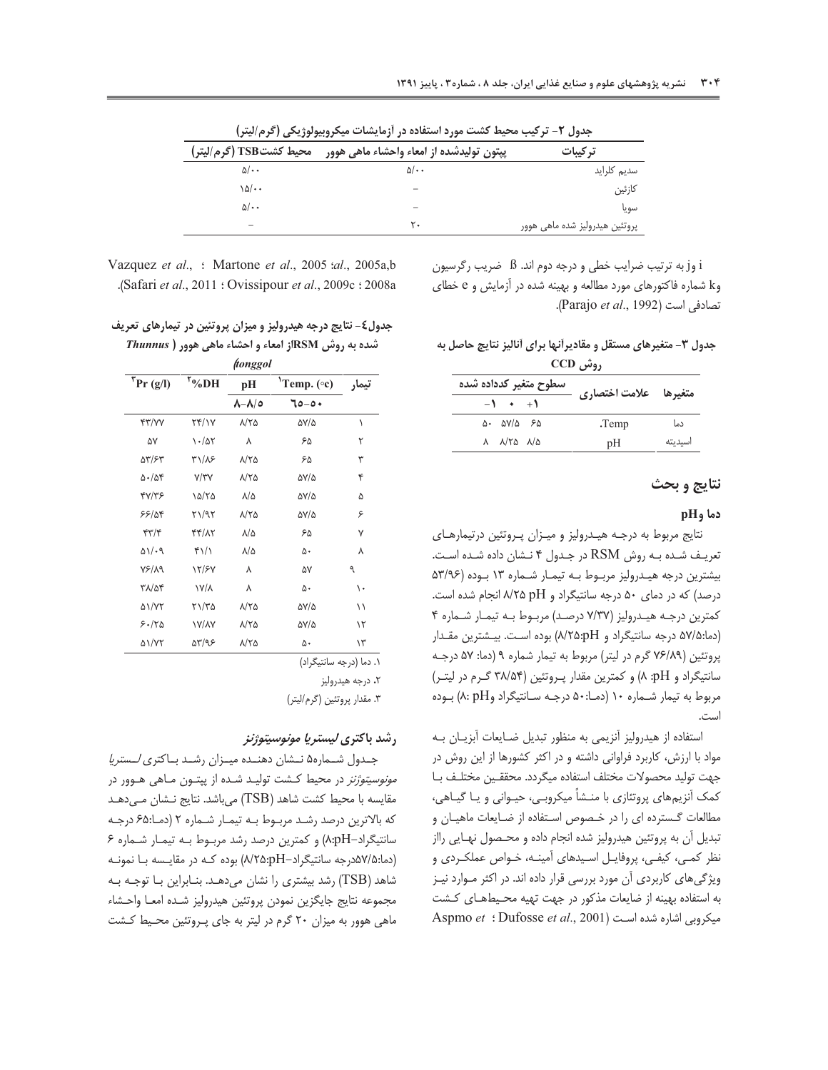جدول ۲- ترکیب محیط کشت مورد استفاده در آزمایشات میکروبیولوژیکی (گرم/لیتر)

| ترکیبات | پپتون تولیدشده از امعاء واحشاء ماهی هوور | محیط کشتTSB (گرم/لیتر) |
|---|---|---|
| سدیم کلراید | ۵/۰۰ | ۵/۰۰ |
| کازئین | – | ۱۵/۰۰ |
| سویا | – | ۵/۰۰ |
| پروتئین هیدرولیز شده ماهی هوور | ۲۰ | – |

i وj به ترتیب ضرایب خطی و درجه دوم اند. β ضریب رگرسیون وk شماره فاکتورهای مورد مطالعه و بهینه شده در آزمایش و e خطای تصادفی است (Parajo *et al*., 1992).

جدول ۳- متغیرهای مستقل و مقادیرآنها برای آنالیز نتایج حاصل به روش CCD

| متغیرها | علامت اختصاری | سطوح متغیر کدداده شده -۱ | ۰ | +۱ |
|---|---|---|---|---|
| دما | .Temp | ۵۰ | ۵۷/۵ | ۶۵ |
| اسیدیته | pH | ۸ | ۸/۲۵ | ۸/۵ |

## نتایج و بحث

### دما وpH

نتایج مربوط به درجه هیدرولیز و میزان پروتئین درتیمارهای تعریف شده به روش RSM در جدول ۴ نشان داده شده است. بیشترین درجه هیدرولیز مربوط به تیمار شماره ۱۳ بوده (۵۳/۹۶ درصد) که در دمای ۵۰ درجه سانتیگراد و pH ۸/۲۵ انجام شده است. کمترین درجه هیدرولیز (۷/۳۷ درصد) مربوط به تیمار شماره ۴ (دما:۵۷/۵ درجه سانتیگراد و pH:۸/۲۵) بوده است. بیشترین مقدار پروتئین (۷۶/۸۹ گرم در لیتر) مربوط به تیمار شماره ۹ (دما: ۵۷ درجه سانتیگراد و pH: ۸) و کمترین مقدار پروتئین (۳۸/۵۴ گرم در لیتر) مربوط به تیمار شماره ۱۰ (دما:۵۰ درجه سانتیگراد وpH :۸) بوده است.

استفاده از هیدرولیز آنزیمی به منظور تبدیل ضایعات آبزیان به مواد با ارزش، کاربرد فراوانی داشته و در اکثر کشورها از این روش در جهت تولید محصولات مختلف استفاده میگردد. محققین مختلف با کمک آنزیمهای پروتئازی با منشأ میکروبی، حیوانی و یا گیاهی، مطالعات گسترده ای را در خصوص استفاده از ضایعات ماهیان و تبدیل آن به پروتئین هیدرولیز شده انجام داده و محصول نهایی رااز نظر کمی، کیفی، پروفایل اسیدهای آمینه، خواص عملکردی و ویژگیهای کاربردی آن مورد بررسی قرار داده اند. در اکثر موارد نیز به استفاده بهینه از ضایعات مذکور در جهت تهیه محیطهای کشت میکروبی اشاره شده است (Dufosse *et al*., 2001 ؛ Aspmo *et al*., 2005a,b ؛ Martone *et al*., 2005 ؛ Vazquez *et al*., 2008a ؛ Ovissipour *et al*., 2009c ؛ Safari *et al*., 2011).

جدول٤- نتایج درجه هیدرولیز و میزان پروتئین در تیمارهای تعریف شده به روش RSMاز امعاء و احشاء ماهی هوور ( *Thunnus tonggol*)

| تیمار | Temp. (°c)[1] | pH | %DH[2] | Pr (g/l)[3] |
|---|---|---|---|---|
| | ٦٥-٥٠ | ٨/٥-٨ | | |
| ۱ | ۵۷/۵ | ۸/۲۵ | ۲۴/۱۷ | ۴۳/۷۷ |
| ۲ | ۶۵ | ۸ | ۱۰/۵۲ | ۵۷ |
| ۳ | ۶۵ | ۸/۲۵ | ۳۱/۸۶ | ۵۳/۶۳ |
| ۴ | ۵۷/۵ | ۸/۲۵ | ۷/۳۷ | ۵۰/۵۴ |
| ۵ | ۵۷/۵ | ۸/۵ | ۱۵/۲۵ | ۴۷/۳۶ |
| ۶ | ۵۷/۵ | ۸/۲۵ | ۲۱/۹۲ | ۶۶/۵۴ |
| ۷ | ۶۵ | ۸/۵ | ۴۴/۸۲ | ۴۳/۴ |
| ۸ | ۵۰ | ۸/۵ | ۴۱/۱ | ۵۱/۰۹ |
| ۹ | ۵۷ | ۸ | ۱۲/۶۷ | ۷۶/۸۹ |
| ۱۰ | ۵۰ | ۸ | ۱۷/۸ | ۳۸/۵۴ |
| ۱۱ | ۵۷/۵ | ۸/۲۵ | ۲۱/۳۵ | ۵۱/۷۲ |
| ۱۲ | ۵۷/۵ | ۸/۲۵ | ۱۷/۸۷ | ۶۰/۲۵ |
| ۱۳ | ۵۰ | ۸/۲۵ | ۵۳/۹۶ | ۵۱/۷۲ |

۱. دما (درجه سانتیگراد)

۲. درجه هیدرولیز

۳. مقدار پروتئین (گرم/لیتر)

### رشد باکتری *لیستریا مونوسیتوژنز*

جدول شماره۵ نشان دهنده میزان رشد باکتری *لستریا مونوسیتوژنز* در محیط کشت تولید شده از پپتون ماهی هوور در مقایسه با محیط کشت شاهد (TSB) میباشد. نتایج نشان میدهد که بالاترین درصد رشد مربوط به تیمار شماره ۲ (دما:۶۵ درجه سانتیگراد–pH:۸) و کمترین درصد رشد مربوط به تیمار شماره ۶ (دما:۵۷/۵درجه سانتیگراد–pH:۸/۲۵) بوده که در مقایسه با نمونه شاهد (TSB) رشد بیشتری را نشان میدهد. بنابراین با توجه به مجموعه نتایج جایگزین نمودن پروتئین هیدرولیز شده امعا واحشاء ماهی هوور به میزان ۲۰ گرم در لیتر به جای پروتئین محیط کشت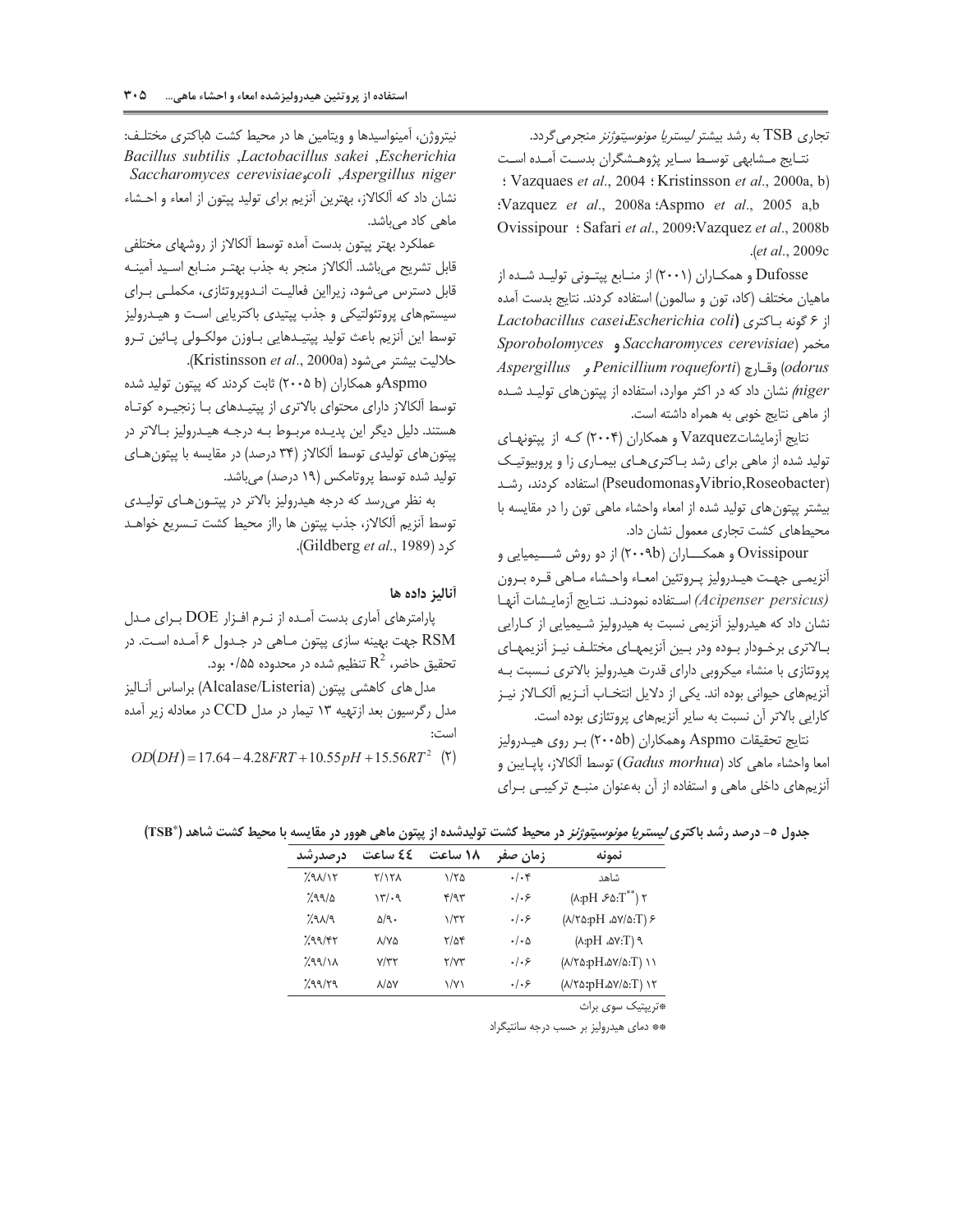تجاری TSB به رشد بیشتر *لیستریا مونوسیتوژنز* منجرمی‌گردد.

نتـایج مـشابهی توسـط سـایر پژوهـشگران بدسـت آمـده اسـت (Vazquaes *et al*., 2004 ؛ Kristinsson *et al*., 2000a, b ؛Vazquez *et al*., 2008a ؛Aspmo *et al*., 2005 a,b ؛ Safari *et al*., 2009؛Vazquez *et al*., 2008b ؛ Ovissipour *et al*., 2009c).

Dufosse و همکـاران (۲۰۰۱) از منـابع پپتـونی تولیـد شـده از ماهیان مختلف (کاد، تون و سالمون) استفاده کردند. نتایج بدست آمده از ۶ گونه بـاکتری (*Lactobacillus casei*،*Escherichia coli*) مخمر (*Saccharomyces cerevisiae* و *Sporobolomyces odorus*) وقـارچ (*Penicillium roqueforti* و *Aspergillus niger*) نشان داد که در اکثر موارد، استفاده از پپتون‌های تولیـد شـده از ماهی نتایج خوبی به همراه داشته است.

نتایج آزمایشاتVazquez و همکاران (۲۰۰۴) کـه از پپتونهـای تولید شده از ماهی برای رشد بـاکتری‌هـای بیمـاری زا و پروبیوتیـک (Vibrio,Roseobacter وPseudomonas) استفاده کردند، رشـد بیشتر پپتون‌های تولید شده از امعاء واحشاء ماهی تون را در مقایسه با محیطهای کشت تجاری معمول نشان داد.

Ovissipour و همکـــاران (۲۰۰۹b) از دو روش شـــیمیایی و آنزیمـی جهـت هیـدرولیز پـروتئین امعـاء واحـشاء مـاهی قـره بـرون *(Acipenser persicus)* اسـتفاده نمودنـد. نتـایج آزمایـشات آنهـا نشان داد که هیدرولیز آنزیمی نسبت به هیدرولیز شـیمیایی از کـارایی بـالاتری برخـودار بـوده ودر بـین آنزیمهـای مختلـف نیـز آنزیمهـای پروتئازی با منشاء میکروبی دارای قدرت هیدرولیز بالاتری نـسبت بـه آنزیم‌های حیوانی بوده اند. یکی از دلایل انتخـاب آنـزیم آلکـالاز نیـز کارایی بالاتر آن نسبت به سایر آنزیم‌های پروتئازی بوده است.

نتایج تحقیقات Aspmo وهمکاران (۲۰۰۵b) بـر روی هیـدرولیز امعا واحشاء ماهی کاد (*Gadus morhua*) توسط آلکالاز، پاپـایین و آنزیم‌های داخلی ماهی و استفاده از آن به‌عنوان منبـع ترکیبـی بـرای نیتروژن، آمینواسیدها و ویتامین ها در محیط کشت ۵باکتری مختلـف: *Bacillus subtilis* ,*Lactobacillus sakei* ,*Escherichia coli*و*Saccharomyces cerevisiae* ,*Aspergillus niger* نشان داد که آلکالاز، بهترین آنزیم برای تولید پپتون از امعاء و احـشاء ماهی کاد می‌باشد.

عملکرد بهتر پپتون بدست آمده توسط آلکالاز از روشهای مختلفی قابل تشریح می‌باشد. آلکالاز منجر به جذب بهتـر منـابع اسـید آمینـه قابل دسترس می‌شود، زیرااین فعالیـت انـدوپروتئازی، مکملـی بـرای سیستم‌های پروتئولیتیکی و جذب پپتیدی باکتریایی اسـت و هیـدرولیز توسط این آنزیم باعث تولید پپتیـدهایی بـاوزن مولکـولی پـائین تـرو حلالیت بیشتر می‌شود (Kristinsson *et al*., 2000a).

Aspmoو همکاران (۲۰۰۵ b) ثابت کردند که پپتون تولید شده توسط آلکالاز دارای محتوای بالاتری از پپتیـدهای بـا زنجیـره کوتـاه هستند. دلیل دیگر این پدیـده مربـوط بـه درجـه هیـدرولیز بـالاتر در پپتون‌های تولیدی توسط آلکالاز (۳۴ درصد) در مقایسه با پپتون‌هـای تولید شده توسط پروتامکس (۱۹ درصد) می‌باشد.

به نظر می‌رسد که درجه هیدرولیز بالاتر در پپتـون‌هـای تولیـدی توسط آنزیم آلکالاز، جذب پپتون ها رااز محیط کشت تـسریع خواهـد کرد (Gildberg *et al*., 1989).

## آنالیز داده ها

پارامترهای آماری بدست آمـده از نـرم افـزار DOE بـرای مـدل RSM جهت بهینه سازی پپتون مـاهی در جـدول ۶ آمـده اسـت. در تحقیق حاضر، $R^2$ تنظیم شده در محدوده ۰/۵۵ بود.

مدل های کاهشی پپتون (Alcalase/Listeria) براساس آنـالیز مدل رگرسیون بعد ازتهیه ۱۳ تیمار در مدل CCD در معادله زیر آمده است:

$$OD(DH) = 17.64 - 4.28FRT + 10.55pH + 15.56RT^2 \quad (۲)$$

جدول ۵- درصد رشد باکتری *لیستریا مونوسیتوژنز* در محیط کشت تولیدشده از پپتون ماهی هوور در مقایسه با محیط کشت شاهد (TSB*)

| نمونه | زمان صفر | ۱۸ ساعت | ٤٤ ساعت | درصدرشد |
|---|---|---|---|---|
| شاهد | ۰/۰۴ | ۱/۲۵ | ۲/۱۲۸ | ٪۹۸/۱۲ |
| ۲ (T**:۶۵، pH:۸) | ۰/۰۶ | ۴/۹۳ | ۱۳/۰۹ | ٪۹۹/۵ |
| ۶ (T:۵۷/۵، pH:۸/۲۵) | ۰/۰۶ | ۱/۳۲ | ۵/۹۰ | ٪۹۸/۹ |
| ۹ (T:۵۷، pH:۸) | ۰/۰۵ | ۲/۵۴ | ۸/۷۵ | ٪۹۹/۴۲ |
| ۱۱ (T:۵۷/۵،pH:۸/۲۵) | ۰/۰۶ | ۲/۷۳ | ۷/۳۲ | ٪۹۹/۱۸ |
| ۱۲ (T:۵۷/۵،pH:۸/۲۵) | ۰/۰۶ | ۱/۷۱ | ۸/۵۷ | ٪۹۹/۲۹ |

*تریپتیک سوی براث

** دمای هیدرولیز بر حسب درجه سانتیگراد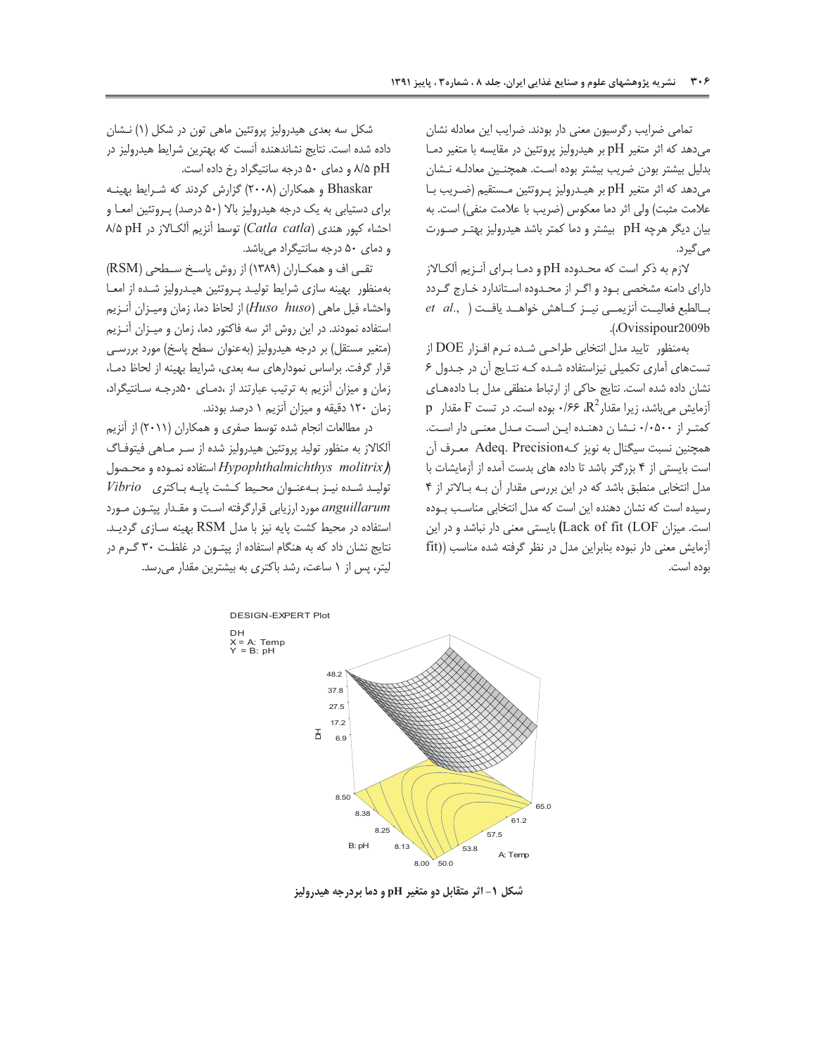تمامی ضرایب رگرسیون معنی دار بودند. ضرایب این معادله نشان می‌دهد که اثر متغیر pH بر هیدرولیز پروتئین در مقایسه با متغیر دما بدلیل بیشتر بودن ضریب بیشتر بوده است. همچنین معادله نشان می‌دهد که اثر متغیر pH بر هیدرولیز پروتئین مستقیم (ضریب با علامت مثبت) ولی اثر دما معکوس (ضریب با علامت منفی) است. به بیان دیگر هرچه pH بیشتر و دما کمتر باشد هیدرولیز بهتر صورت می‌گیرد.

لازم به ذکر است که محدوده pH و دما برای آنزیم آلکالاز دارای دامنه مشخصی بود و اگر از محدوده استاندارد خارج گردد بالطبع فعالیت آنزیمی نیز کاهش خواهد یافت (*et al.*, Ovissipour2009b).

به‌منظور تایید مدل انتخابی طراحی شده نرم افزار DOE از تست‌های آماری تکمیلی نیزاستفاده شده که نتایج آن در جدول ۶ نشان داده شده است. نتایج حاکی از ارتباط منطقی مدل با داده‌های آزمایش می‌باشد، زیرا مقدار $R^2$، ۰/۶۶ بوده است. در تست F مقدار p کمتر از ۰/۰۵۰۰ نشا ن دهنده این است مدل معنی دار است. همچنین نسبت سیگنال به نویز کهAdeq. Precision معرف آن است بایستی از ۴ بزرگتر باشد تا داده های بدست آمده از آزمایشات با مدل انتخابی منطبق باشد که در این بررسی مقدار آن به بالاتر از ۴ رسیده است که نشان دهنده این است که مدل انتخابی مناسب بوده است. میزان Lack of fit (LOF) بایستی معنی دار نباشد و در این آزمایش معنی دار نبوده بنابراین مدل در نظر گرفته شده مناسب (fit) بوده است.

شکل سه بعدی هیدرولیز پروتئین ماهی تون در شکل (۱) نشان داده شده است. نتایج نشاندهنده آنست که بهترین شرایط هیدرولیز در pH ۸/۵ و دمای ۵۰ درجه سانتیگراد رخ داده است.

Bhaskar و همکاران (۲۰۰۸) گزارش کردند که شرایط بهینه برای دستیابی به یک درجه هیدرولیز بالا (۵۰ درصد) پروتئین امعا و احشاء کپور هندی (*Catla catla*) توسط آنزیم آلکالاز در pH ۸/۵ و دمای ۵۰ درجه سانتیگراد می‌باشد.

تقی اف و همکاران (۱۳۸۹) از روش پاسخ سطحی (RSM) به‌منظور بهینه سازی شرایط تولید پروتئین هیدرولیز شده از امعا واحشاء فیل ماهی (*Huso huso*) از لحاظ دما، زمان ومیزان آنزیم استفاده نمودند. در این روش اثر سه فاکتور دما، زمان و میزان آنزیم (متغیر مستقل) بر درجه هیدرولیز (به‌عنوان سطح پاسخ) مورد بررسی قرار گرفت. براساس نمودارهای سه بعدی، شرایط بهینه از لحاظ دما، زمان و میزان آنزیم به ترتیب عبارتند از ،دمای ۵۰درجه سانتیگراد، زمان ۱۲۰ دقیقه و میزان آنزیم ۱ درصد بودند.

در مطالعات انجام شده توسط صفری و همکاران (۲۰۱۱) از آنزیم آلکالاز به منظور تولید پروتئین هیدرولیز شده از سر ماهی فیتوفاگ (*Hypophthalmichthys molitrix*) استفاده نموده و محصول تولید شده نیز به‌عنوان محیط کشت پایه باکتری *Vibrio anguillarum* مورد ارزیابی قرارگرفته است و مقدار پپتون مورد استفاده در محیط کشت پایه نیز با مدل RSM بهینه سازی گردید. نتایج نشان داد که به هنگام استفاده از پپتون در غلظت ۳۰ گرم در لیتر، پس از ۱ ساعت، رشد باکتری به بیشترین مقدار می‌رسد.

شکل ۱- اثر متقابل دو متغیر pH و دما بردرجه هیدرولیز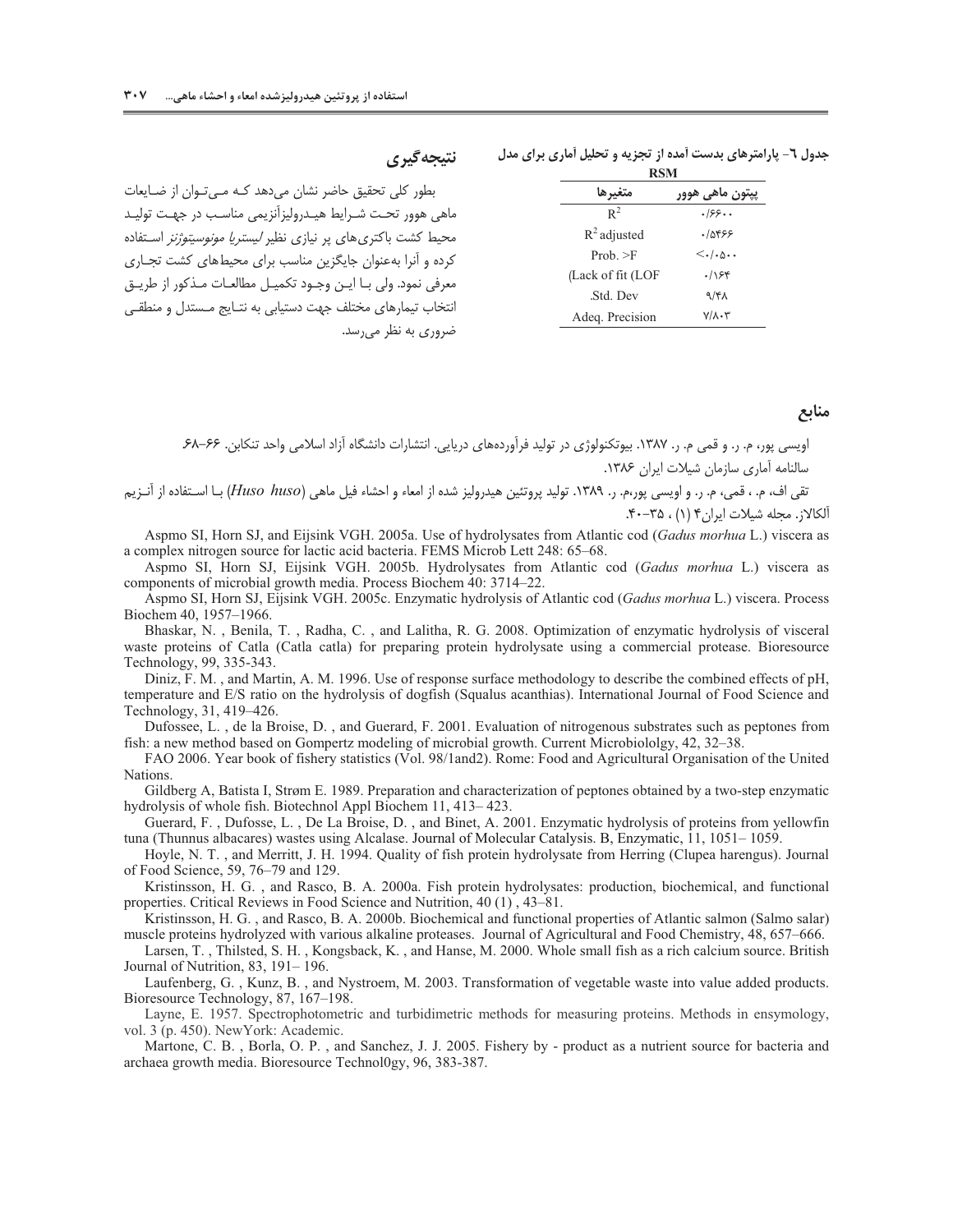جدول ٦- پارامترهای بدست آمده از تجزیه و تحلیل آماری برای مدل RSM

| متغیرها | پپتون ماهی هوور |
|---|---|
| $R^2$ | ۰/۶۶۰۰ |
| $R^2$ adjusted | ۰/۵۴۶۶ |
| Prob. >F | <۰/۰۵۰۰ |
| (Lack of fit (LOF | ۰/۱۶۴ |
| .Std. Dev | ۹/۴۸ |
| Adeq. Precision | ۷/۸۰۳ |

## نتیجه‌گیری

بطور کلی تحقیق حاضر نشان می‌دهد که می‌توان از ضایعات ماهی هوور تحت شرایط هیدرولیزآنزیمی مناسب در جهت تولید محیط کشت باکتری‌های پر نیازی نظیر *لیستریا مونوسیتوژنز* استفاده کرده و آنرا به‌عنوان جایگزین مناسب برای محیط‌های کشت تجاری معرفی نمود. ولی با این وجود تکمیل مطالعات مذکور از طریق انتخاب تیمارهای مختلف جهت دستیابی به نتایج مستدل و منطقی ضروری به نظر می‌رسد.

## منابع

اویسی پور، م. ر. و قمی م. ر. ۱۳۸۷. بیوتکنولوژی در تولید فرآورده‌های دریایی. انتشارات دانشگاه آزاد اسلامی واحد تنکابن. ۶۶-۶۸.

سالنامه آماری سازمان شیلات ایران ۱۳۸۶.

تقی اف، م. ، قمی، م. ر. و اویسی پور،م. ر. ۱۳۸۹. تولید پروتئین هیدرولیز شده از امعاء و احشاء فیل ماهی (*Huso huso*) با استفاده از آنزیم آلکالاز. مجله شیلات ایران۴ (۱) ، ۳۵-۴۰.

Aspmo SI, Horn SJ, and Eijsink VGH. 2005a. Use of hydrolysates from Atlantic cod (*Gadus morhua* L.) viscera as a complex nitrogen source for lactic acid bacteria. FEMS Microb Lett 248: 65–68.

Aspmo SI, Horn SJ, Eijsink VGH. 2005b. Hydrolysates from Atlantic cod (*Gadus morhua* L.) viscera as components of microbial growth media. Process Biochem 40: 3714–22.

Aspmo SI, Horn SJ, Eijsink VGH. 2005c. Enzymatic hydrolysis of Atlantic cod (*Gadus morhua* L.) viscera. Process Biochem 40, 1957–1966.

Bhaskar, N. , Benila, T. , Radha, C. , and Lalitha, R. G. 2008. Optimization of enzymatic hydrolysis of visceral waste proteins of Catla (Catla catla) for preparing protein hydrolysate using a commercial protease. Bioresource Technology, 99, 335-343.

Diniz, F. M. , and Martin, A. M. 1996. Use of response surface methodology to describe the combined effects of pH, temperature and E/S ratio on the hydrolysis of dogfish (Squalus acanthias). International Journal of Food Science and Technology, 31, 419–426.

Dufossee, L. , de la Broise, D. , and Guerard, F. 2001. Evaluation of nitrogenous substrates such as peptones from fish: a new method based on Gompertz modeling of microbial growth. Current Microbiololgy, 42, 32–38.

FAO 2006. Year book of fishery statistics (Vol. 98/1and2). Rome: Food and Agricultural Organisation of the United Nations.

Gildberg A, Batista I, Strøm E. 1989. Preparation and characterization of peptones obtained by a two-step enzymatic hydrolysis of whole fish. Biotechnol Appl Biochem 11, 413– 423.

Guerard, F. , Dufosse, L. , De La Broise, D. , and Binet, A. 2001. Enzymatic hydrolysis of proteins from yellowfin tuna (Thunnus albacares) wastes using Alcalase. Journal of Molecular Catalysis. B, Enzymatic, 11, 1051– 1059.

Hoyle, N. T. , and Merritt, J. H. 1994. Quality of fish protein hydrolysate from Herring (Clupea harengus). Journal of Food Science, 59, 76–79 and 129.

Kristinsson, H. G. , and Rasco, B. A. 2000a. Fish protein hydrolysates: production, biochemical, and functional properties. Critical Reviews in Food Science and Nutrition, 40 (1) , 43–81.

Kristinsson, H. G. , and Rasco, B. A. 2000b. Biochemical and functional properties of Atlantic salmon (Salmo salar) muscle proteins hydrolyzed with various alkaline proteases. Journal of Agricultural and Food Chemistry, 48, 657–666.

Larsen, T. , Thilsted, S. H. , Kongsback, K. , and Hanse, M. 2000. Whole small fish as a rich calcium source. British Journal of Nutrition, 83, 191– 196.

Laufenberg, G. , Kunz, B. , and Nystroem, M. 2003. Transformation of vegetable waste into value added products. Bioresource Technology, 87, 167–198.

Layne, E. 1957. Spectrophotometric and turbidimetric methods for measuring proteins. Methods in ensymology, vol. 3 (p. 450). NewYork: Academic.

Martone, C. B. , Borla, O. P. , and Sanchez, J. J. 2005. Fishery by - product as a nutrient source for bacteria and archaea growth media. Bioresource Technol0gy, 96, 383-387.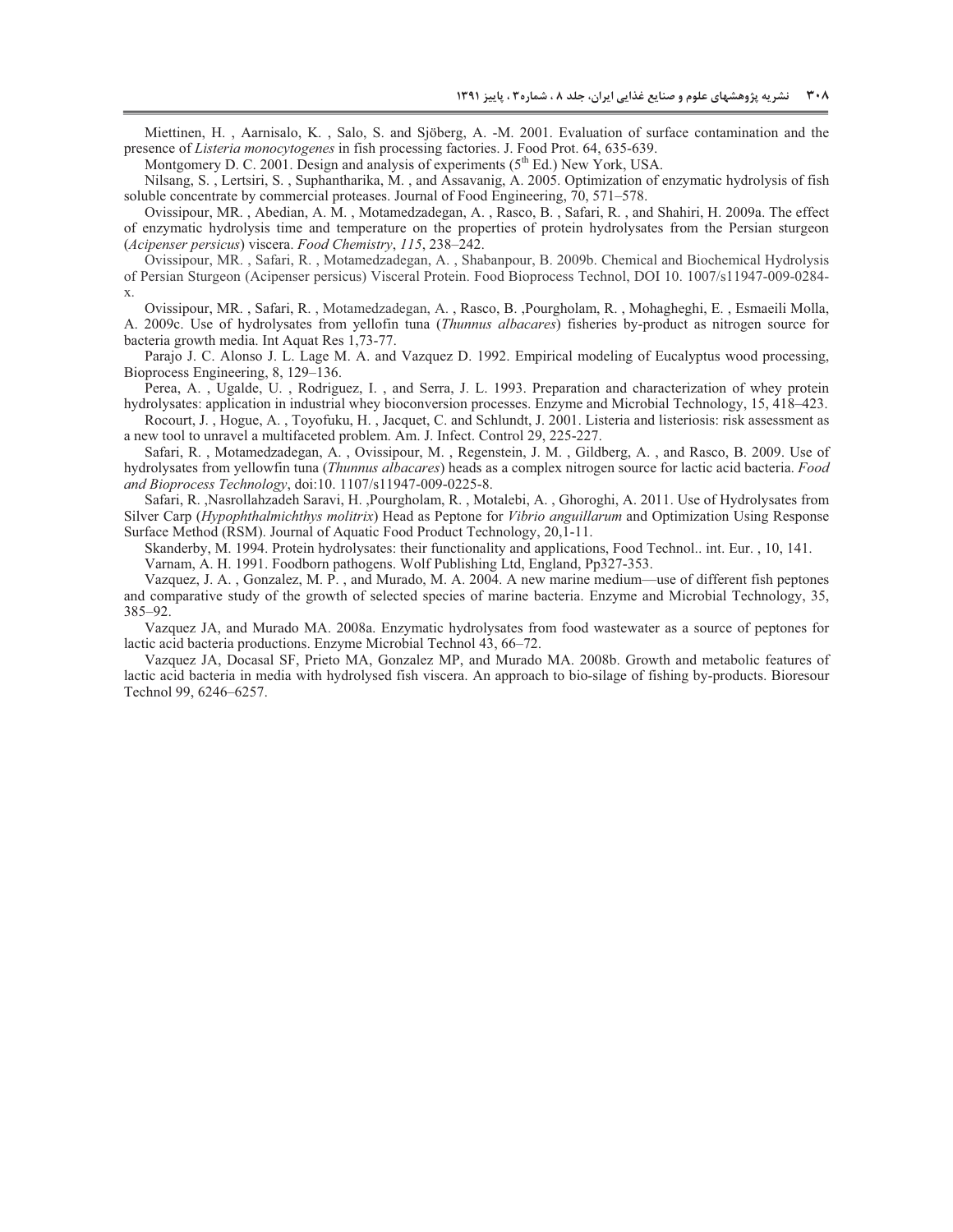Miettinen, H. , Aarnisalo, K. , Salo, S. and Sjöberg, A. -M. 2001. Evaluation of surface contamination and the presence of *Listeria monocytogenes* in fish processing factories. J. Food Prot. 64, 635-639.

Montgomery D. C. 2001. Design and analysis of experiments ($5^{th}$ Ed.) New York, USA.

Nilsang, S. , Lertsiri, S. , Suphantharika, M. , and Assavanig, A. 2005. Optimization of enzymatic hydrolysis of fish soluble concentrate by commercial proteases. Journal of Food Engineering, 70, 571–578.

Ovissipour, MR. , Abedian, A. M. , Motamedzadegan, A. , Rasco, B. , Safari, R. , and Shahiri, H. 2009a. The effect of enzymatic hydrolysis time and temperature on the properties of protein hydrolysates from the Persian sturgeon (*Acipenser persicus*) viscera. *Food Chemistry*, *115*, 238–242.

Ovissipour, MR. , Safari, R. , Motamedzadegan, A. , Shabanpour, B. 2009b. Chemical and Biochemical Hydrolysis of Persian Sturgeon (Acipenser persicus) Visceral Protein. Food Bioprocess Technol, DOI 10. 1007/s11947-009-0284-x.

Ovissipour, MR. , Safari, R. , Motamedzadegan, A. , Rasco, B. ,Pourgholam, R. , Mohagheghi, E. , Esmaeili Molla, A. 2009c. Use of hydrolysates from yellofin tuna (*Thunnus albacares*) fisheries by-product as nitrogen source for bacteria growth media. Int Aquat Res 1,73-77.

Parajo J. C. Alonso J. L. Lage M. A. and Vazquez D. 1992. Empirical modeling of Eucalyptus wood processing, Bioprocess Engineering, 8, 129–136.

Perea, A. , Ugalde, U. , Rodriguez, I. , and Serra, J. L. 1993. Preparation and characterization of whey protein hydrolysates: application in industrial whey bioconversion processes. Enzyme and Microbial Technology, 15, 418–423.

Rocourt, J. , Hogue, A. , Toyofuku, H. , Jacquet, C. and Schlundt, J. 2001. Listeria and listeriosis: risk assessment as a new tool to unravel a multifaceted problem. Am. J. Infect. Control 29, 225-227.

Safari, R. , Motamedzadegan, A. , Ovissipour, M. , Regenstein, J. M. , Gildberg, A. , and Rasco, B. 2009. Use of hydrolysates from yellowfin tuna (*Thunnus albacares*) heads as a complex nitrogen source for lactic acid bacteria. *Food and Bioprocess Technology*, doi:10. 1107/s11947-009-0225-8.

Safari, R. ,Nasrollahzadeh Saravi, H. ,Pourgholam, R. , Motalebi, A. , Ghoroghi, A. 2011. Use of Hydrolysates from Silver Carp (*Hypophthalmichthys molitrix*) Head as Peptone for *Vibrio anguillarum* and Optimization Using Response Surface Method (RSM). Journal of Aquatic Food Product Technology, 20,1-11.

Skanderby, M. 1994. Protein hydrolysates: their functionality and applications, Food Technol.. int. Eur. , 10, 141.

Varnam, A. H. 1991. Foodborn pathogens. Wolf Publishing Ltd, England, Pp327-353.

Vazquez, J. A. , Gonzalez, M. P. , and Murado, M. A. 2004. A new marine medium—use of different fish peptones and comparative study of the growth of selected species of marine bacteria. Enzyme and Microbial Technology, 35, 385–92.

Vazquez JA, and Murado MA. 2008a. Enzymatic hydrolysates from food wastewater as a source of peptones for lactic acid bacteria productions. Enzyme Microbial Technol 43, 66–72.

Vazquez JA, Docasal SF, Prieto MA, Gonzalez MP, and Murado MA. 2008b. Growth and metabolic features of lactic acid bacteria in media with hydrolysed fish viscera. An approach to bio-silage of fishing by-products. Bioresour Technol 99, 6246–6257.